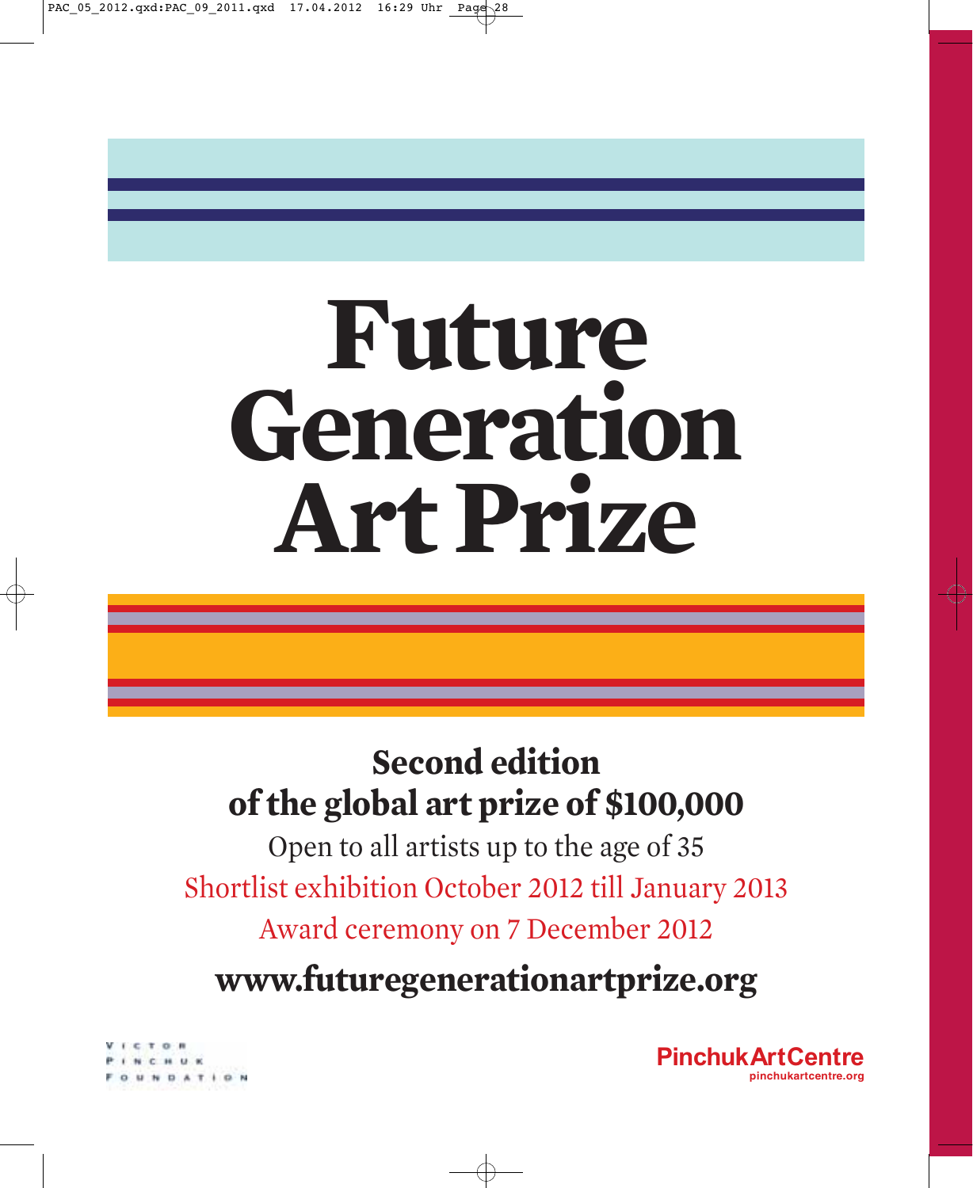# Future Generation Art Prize

**Second edition**
**of the global art prize of $100,000**

Open to all artists up to the age of 35

Shortlist exhibition October 2012 till January 2013

Award ceremony on 7 December 2012

**www.futuregenerationartprize.org**

VICTOR PINCHUK FOUNDATION

**PinchukArtCentre**
pinchukartcentre.org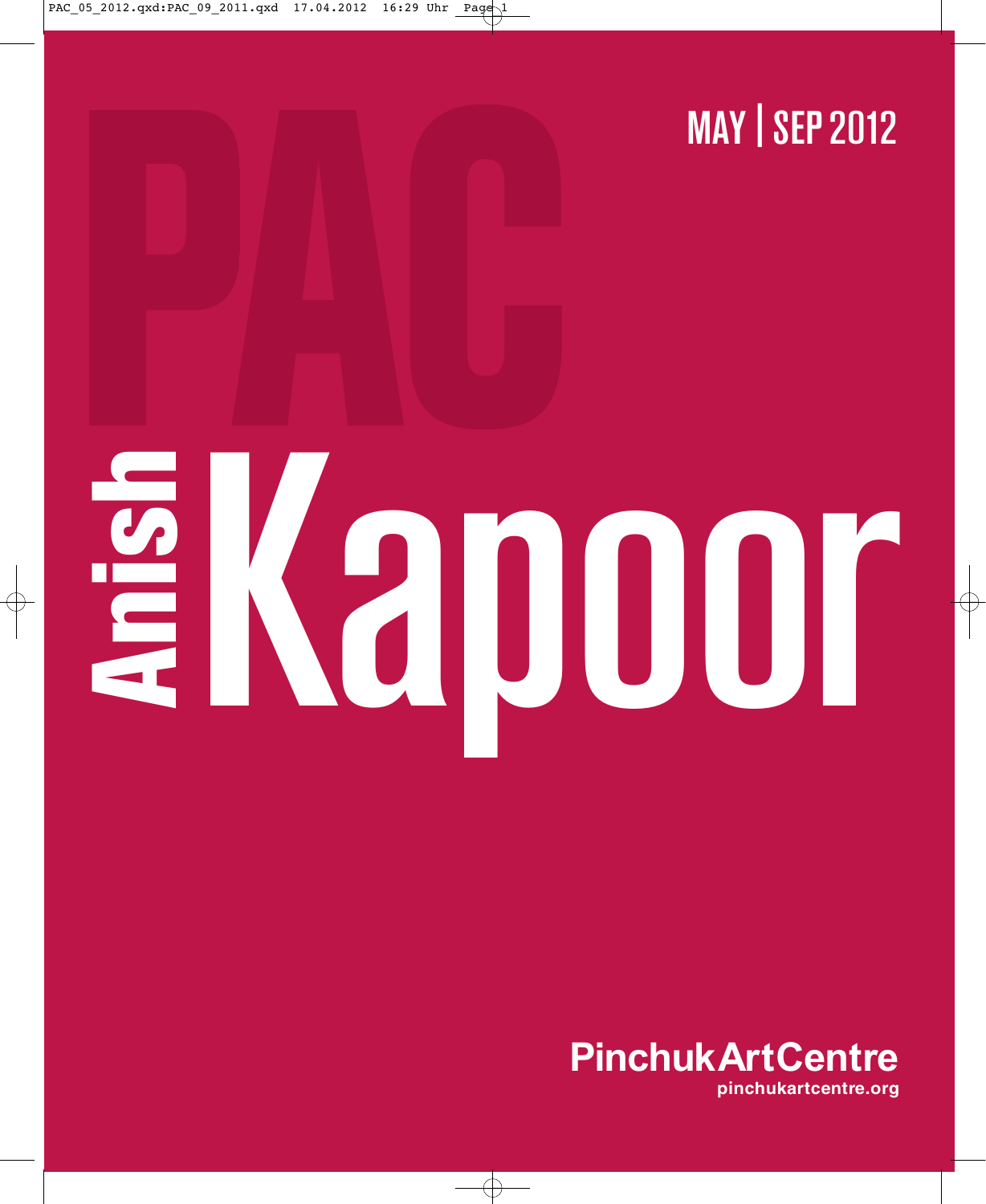PAC

MAY | SEP 2012

# Anish Kapoor

PinchukArtCentre
pinchukartcentre.org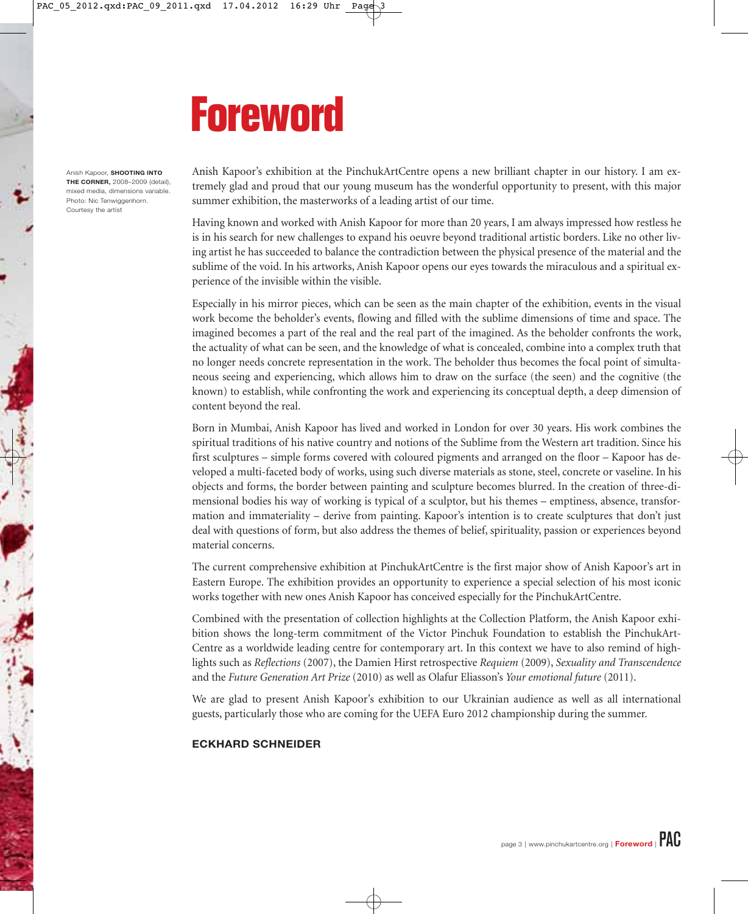# Foreword

Anish Kapoor, **SHOOTING INTO THE CORNER,** 2008–2009 (detail), mixed media, dimensions variable. Photo: Nic Tenwiggenhorn. Courtesy the artist

Anish Kapoor's exhibition at the PinchukArtCentre opens a new brilliant chapter in our history. I am extremely glad and proud that our young museum has the wonderful opportunity to present, with this major summer exhibition, the masterworks of a leading artist of our time.

Having known and worked with Anish Kapoor for more than 20 years, I am always impressed how restless he is in his search for new challenges to expand his oeuvre beyond traditional artistic borders. Like no other living artist he has succeeded to balance the contradiction between the physical presence of the material and the sublime of the void. In his artworks, Anish Kapoor opens our eyes towards the miraculous and a spiritual experience of the invisible within the visible.

Especially in his mirror pieces, which can be seen as the main chapter of the exhibition, events in the visual work become the beholder's events, flowing and filled with the sublime dimensions of time and space. The imagined becomes a part of the real and the real part of the imagined. As the beholder confronts the work, the actuality of what can be seen, and the knowledge of what is concealed, combine into a complex truth that no longer needs concrete representation in the work. The beholder thus becomes the focal point of simultaneous seeing and experiencing, which allows him to draw on the surface (the seen) and the cognitive (the known) to establish, while confronting the work and experiencing its conceptual depth, a deep dimension of content beyond the real.

Born in Mumbai, Anish Kapoor has lived and worked in London for over 30 years. His work combines the spiritual traditions of his native country and notions of the Sublime from the Western art tradition. Since his first sculptures – simple forms covered with coloured pigments and arranged on the floor – Kapoor has developed a multi-faceted body of works, using such diverse materials as stone, steel, concrete or vaseline. In his objects and forms, the border between painting and sculpture becomes blurred. In the creation of three-dimensional bodies his way of working is typical of a sculptor, but his themes – emptiness, absence, transformation and immateriality – derive from painting. Kapoor's intention is to create sculptures that don't just deal with questions of form, but also address the themes of belief, spirituality, passion or experiences beyond material concerns.

The current comprehensive exhibition at PinchukArtCentre is the first major show of Anish Kapoor's art in Eastern Europe. The exhibition provides an opportunity to experience a special selection of his most iconic works together with new ones Anish Kapoor has conceived especially for the PinchukArtCentre.

Combined with the presentation of collection highlights at the Collection Platform, the Anish Kapoor exhibition shows the long-term commitment of the Victor Pinchuk Foundation to establish the PinchukArtCentre as a worldwide leading centre for contemporary art. In this context we have to also remind of highlights such as *Reflections* (2007), the Damien Hirst retrospective *Requiem* (2009), *Sexuality and Transcendence* and the *Future Generation Art Prize* (2010) as well as Olafur Eliasson's *Your emotional future* (2011).

We are glad to present Anish Kapoor's exhibition to our Ukrainian audience as well as all international guests, particularly those who are coming for the UEFA Euro 2012 championship during the summer.

**ECKHARD SCHNEIDER**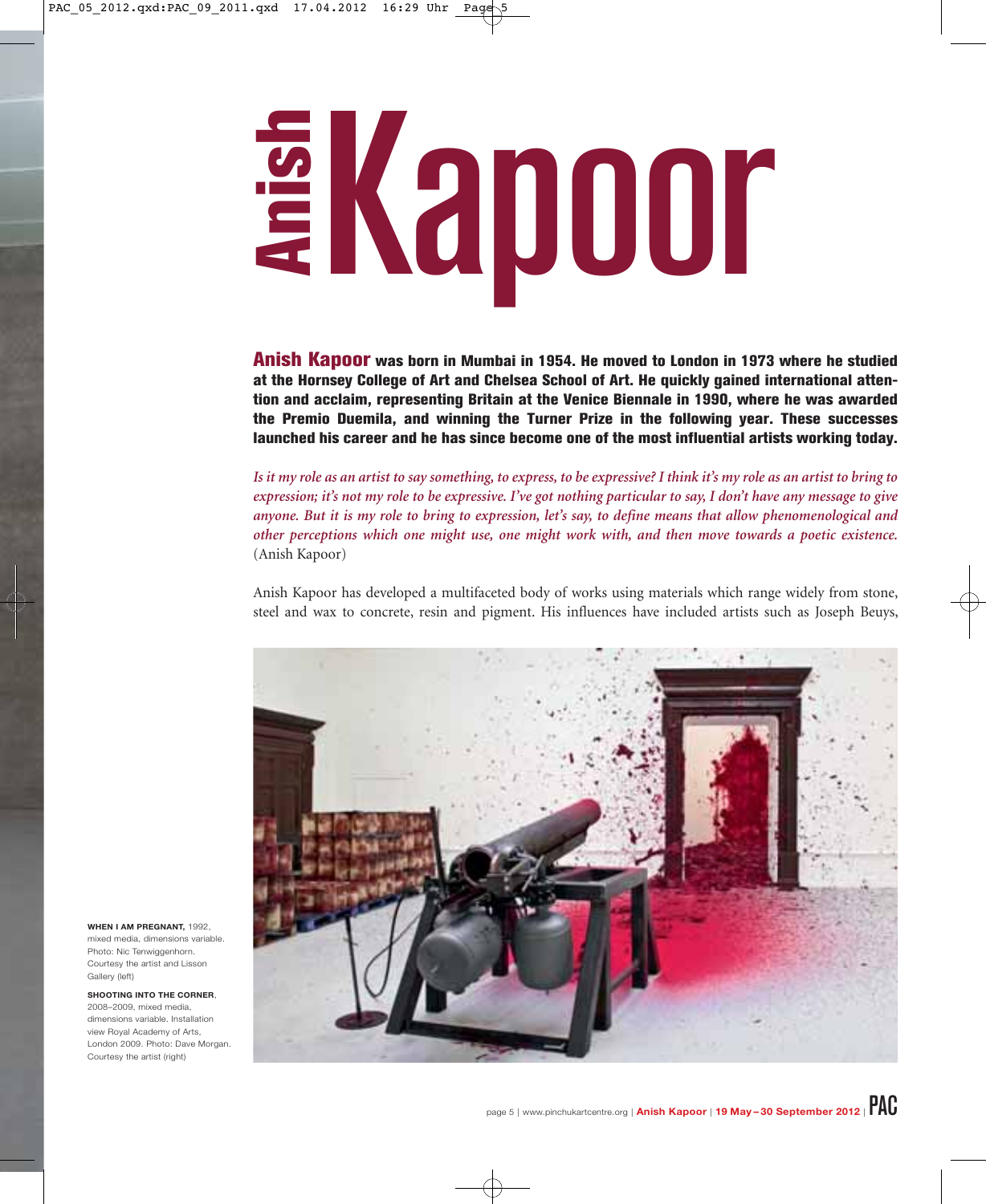# Anish Kapoor

**Anish Kapoor was born in Mumbai in 1954. He moved to London in 1973 where he studied at the Hornsey College of Art and Chelsea School of Art. He quickly gained international attention and acclaim, representing Britain at the Venice Biennale in 1990, where he was awarded the Premio Duemila, and winning the Turner Prize in the following year. These successes launched his career and he has since become one of the most influential artists working today.**

*Is it my role as an artist to say something, to express, to be expressive? I think it's my role as an artist to bring to expression; it's not my role to be expressive. I've got nothing particular to say, I don't have any message to give anyone. But it is my role to bring to expression, let's say, to define means that allow phenomenological and other perceptions which one might use, one might work with, and then move towards a poetic existence.* (Anish Kapoor)

Anish Kapoor has developed a multifaceted body of works using materials which range widely from stone, steel and wax to concrete, resin and pigment. His influences have included artists such as Joseph Beuys,

**WHEN I AM PREGNANT,** 1992, mixed media, dimensions variable. Photo: Nic Tenwiggenhorn. Courtesy the artist and Lisson Gallery (left)

**SHOOTING INTO THE CORNER**, 2008–2009, mixed media, dimensions variable. Installation view Royal Academy of Arts, London 2009. Photo: Dave Morgan. Courtesy the artist (right)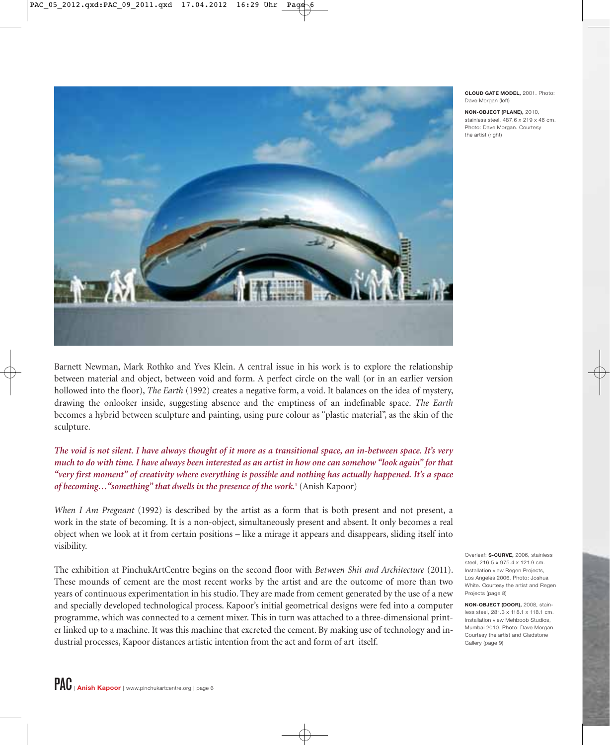**CLOUD GATE MODEL,** 2001. Photo: Dave Morgan (left)

**NON-OBJECT (PLANE),** 2010, stainless steel, 487.6 x 219 x 46 cm. Photo: Dave Morgan. Courtesy the artist (right)

Barnett Newman, Mark Rothko and Yves Klein. A central issue in his work is to explore the relationship between material and object, between void and form. A perfect circle on the wall (or in an earlier version hollowed into the floor), *The Earth* (1992) creates a negative form, a void. It balances on the idea of mystery, drawing the onlooker inside, suggesting absence and the emptiness of an indefinable space. *The Earth* becomes a hybrid between sculpture and painting, using pure colour as "plastic material", as the skin of the sculpture.

***The void is not silent. I have always thought of it more as a transitional space, an in-between space. It's very much to do with time. I have always been interested as an artist in how one can somehow "look again" for that "very first moment" of creativity where everything is possible and nothing has actually happened. It's a space of becoming…"something" that dwells in the presence of the work.***[1] (Anish Kapoor)

*When I Am Pregnant* (1992) is described by the artist as a form that is both present and not present, a work in the state of becoming. It is a non-object, simultaneously present and absent. It only becomes a real object when we look at it from certain positions – like a mirage it appears and disappears, sliding itself into visibility.

The exhibition at PinchukArtCentre begins on the second floor with *Between Shit and Architecture* (2011). These mounds of cement are the most recent works by the artist and are the outcome of more than two years of continuous experimentation in his studio. They are made from cement generated by the use of a new and specially developed technological process. Kapoor's initial geometrical designs were fed into a computer programme, which was connected to a cement mixer. This in turn was attached to a three-dimensional printer linked up to a machine. It was this machine that excreted the cement. By making use of technology and industrial processes, Kapoor distances artistic intention from the act and form of art itself.

Overleaf: **S-CURVE,** 2006, stainless steel, 216.5 x 975.4 x 121.9 cm. Installation view Regen Projects, Los Angeles 2006. Photo: Joshua White. Courtesy the artist and Regen Projects (page 8)

**NON-OBJECT (DOOR),** 2008, stainless steel, 281.3 x 118.1 x 118.1 cm. Installation view Mehboob Studios, Mumbai 2010. Photo: Dave Morgan. Courtesy the artist and Gladstone Gallery (page 9)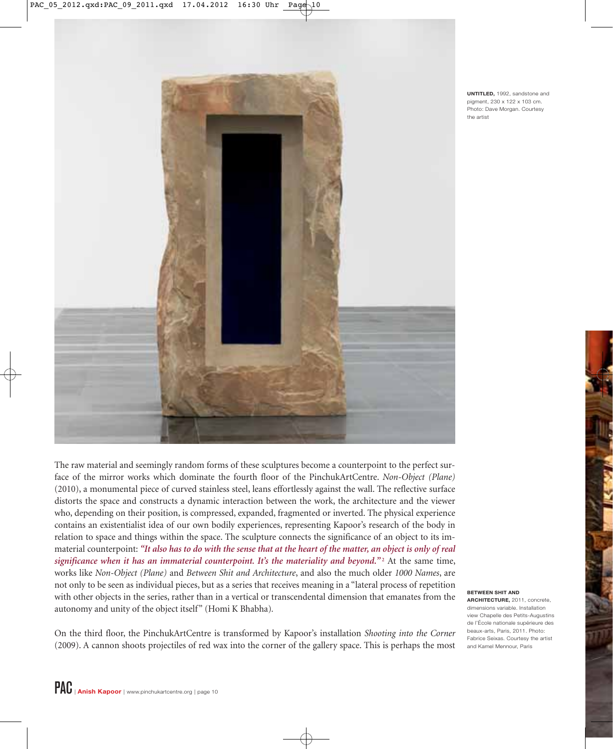**UNTITLED,** 1992, sandstone and pigment, 230 x 122 x 103 cm. Photo: Dave Morgan. Courtesy the artist

The raw material and seemingly random forms of these sculptures become a counterpoint to the perfect surface of the mirror works which dominate the fourth floor of the PinchukArtCentre. *Non-Object (Plane)* (2010), a monumental piece of curved stainless steel, leans effortlessly against the wall. The reflective surface distorts the space and constructs a dynamic interaction between the work, the architecture and the viewer who, depending on their position, is compressed, expanded, fragmented or inverted. The physical experience contains an existentialist idea of our own bodily experiences, representing Kapoor's research of the body in relation to space and things within the space. The sculpture connects the significance of an object to its immaterial counterpoint: ***"It also has to do with the sense that at the heart of the matter, an object is only of real significance when it has an immaterial counterpoint. It's the materiality and beyond."***[2] At the same time, works like *Non-Object (Plane)* and *Between Shit and Architecture*, and also the much older *1000 Names*, are not only to be seen as individual pieces, but as a series that receives meaning in a "lateral process of repetition with other objects in the series, rather than in a vertical or transcendental dimension that emanates from the autonomy and unity of the object itself" (Homi K Bhabha).

**BETWEEN SHIT AND ARCHITECTURE,** 2011, concrete, dimensions variable. Installation view Chapelle des Petits-Augustins de l'École nationale supérieure des beaux-arts, Paris, 2011. Photo: Fabrice Seixas. Courtesy the artist and Kamel Mennour, Paris

On the third floor, the PinchukArtCentre is transformed by Kapoor's installation *Shooting into the Corner* (2009). A cannon shoots projectiles of red wax into the corner of the gallery space. This is perhaps the most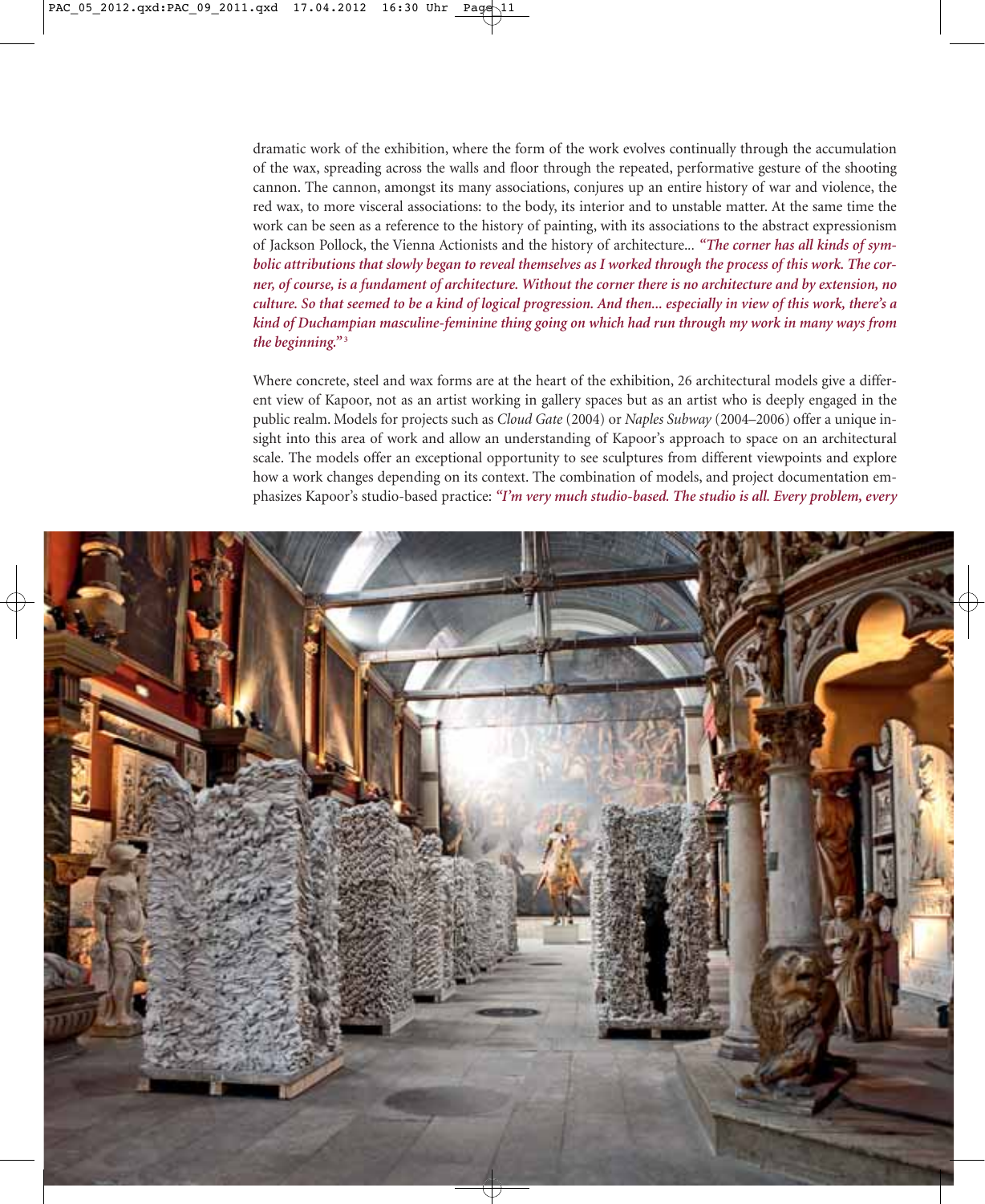dramatic work of the exhibition, where the form of the work evolves continually through the accumulation of the wax, spreading across the walls and floor through the repeated, performative gesture of the shooting cannon. The cannon, amongst its many associations, conjures up an entire history of war and violence, the red wax, to more visceral associations: to the body, its interior and to unstable matter. At the same time the work can be seen as a reference to the history of painting, with its associations to the abstract expressionism of Jackson Pollock, the Vienna Actionists and the history of architecture... ***"The corner has all kinds of symbolic attributions that slowly began to reveal themselves as I worked through the process of this work. The corner, of course, is a fundament of architecture. Without the corner there is no architecture and by extension, no culture. So that seemed to be a kind of logical progression. And then... especially in view of this work, there's a kind of Duchampian masculine-feminine thing going on which had run through my work in many ways from the beginning."***[3]

Where concrete, steel and wax forms are at the heart of the exhibition, 26 architectural models give a different view of Kapoor, not as an artist working in gallery spaces but as an artist who is deeply engaged in the public realm. Models for projects such as *Cloud Gate* (2004) or *Naples Subway* (2004–2006) offer a unique insight into this area of work and allow an understanding of Kapoor's approach to space on an architectural scale. The models offer an exceptional opportunity to see sculptures from different viewpoints and explore how a work changes depending on its context. The combination of models, and project documentation emphasizes Kapoor's studio-based practice: ***"I'm very much studio-based. The studio is all. Every problem, every***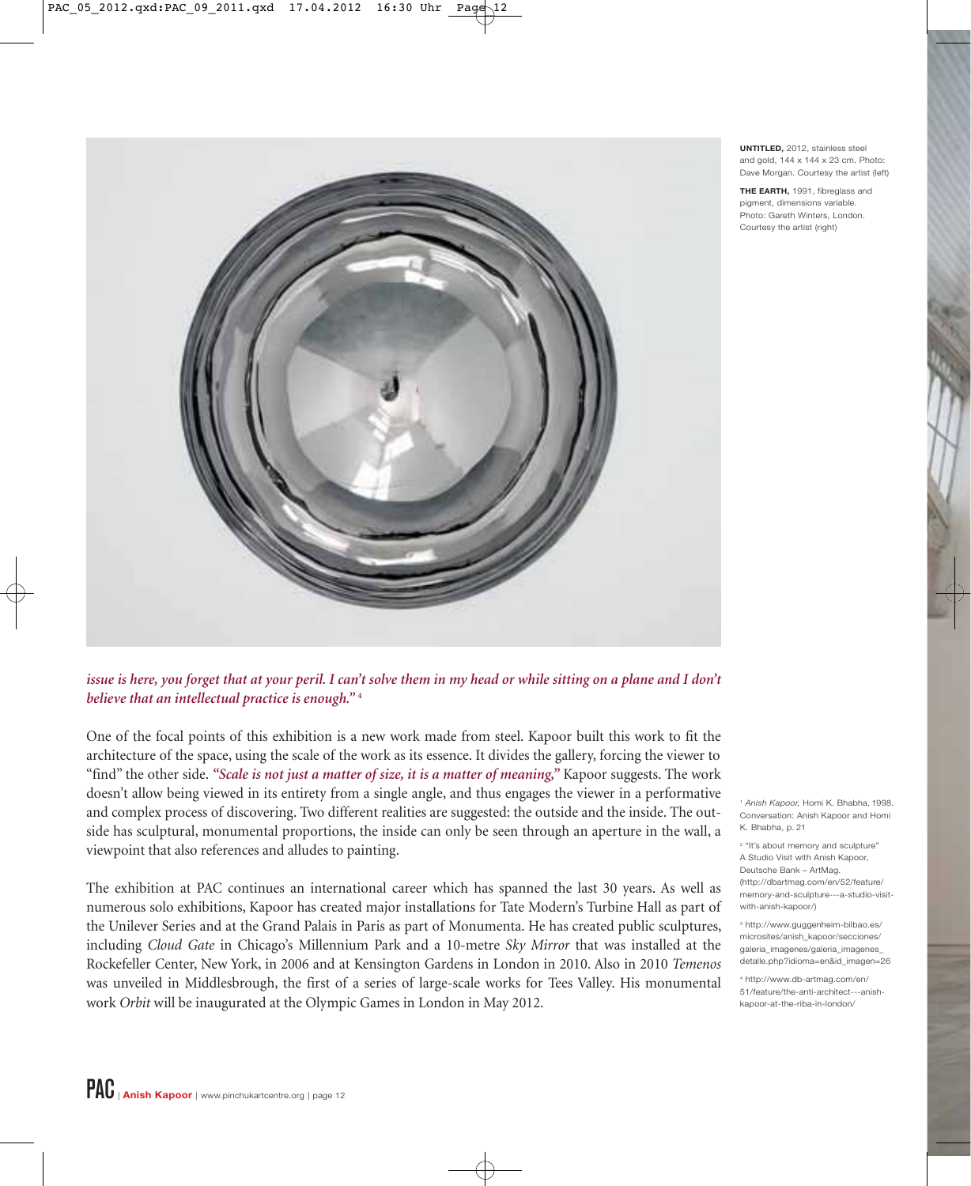**UNTITLED,** 2012, stainless steel and gold, 144 x 144 x 23 cm. Photo: Dave Morgan. Courtesy the artist (left)

**THE EARTH,** 1991, fibreglass and pigment, dimensions variable. Photo: Gareth Winters, London. Courtesy the artist (right)

***issue is here, you forget that at your peril. I can't solve them in my head or while sitting on a plane and I don't believe that an intellectual practice is enough."*** [4]

One of the focal points of this exhibition is a new work made from steel. Kapoor built this work to fit the architecture of the space, using the scale of the work as its essence. It divides the gallery, forcing the viewer to "find" the other side. ***"Scale is not just a matter of size, it is a matter of meaning,"*** Kapoor suggests. The work doesn't allow being viewed in its entirety from a single angle, and thus engages the viewer in a performative and complex process of discovering. Two different realities are suggested: the outside and the inside. The outside has sculptural, monumental proportions, the inside can only be seen through an aperture in the wall, a viewpoint that also references and alludes to painting.

The exhibition at PAC continues an international career which has spanned the last 30 years. As well as numerous solo exhibitions, Kapoor has created major installations for Tate Modern's Turbine Hall as part of the Unilever Series and at the Grand Palais in Paris as part of Monumenta. He has created public sculptures, including *Cloud Gate* in Chicago's Millennium Park and a 10-metre *Sky Mirror* that was installed at the Rockefeller Center, New York, in 2006 and at Kensington Gardens in London in 2010. Also in 2010 *Temenos* was unveiled in Middlesbrough, the first of a series of large-scale works for Tees Valley. His monumental work *Orbit* will be inaugurated at the Olympic Games in London in May 2012.

[1] *Anish Kapoor,* Homi K. Bhabha, 1998. Conversation: Anish Kapoor and Homi K. Bhabha, p. 21

[2] "It's about memory and sculpture" A Studio Visit with Anish Kapoor, Deutsche Bank – ArtMag. (http://dbartmag.com/en/52/feature/memory-and-sculpture---a-studio-visit-with-anish-kapoor/)

[3] http://www.guggenheim-bilbao.es/microsites/anish_kapoor/secciones/galeria_imagenes/galeria_imagenes_detalle.php?idioma=en&id_imagen=26

[4] http://www.db-artmag.com/en/51/feature/the-anti-architect---anish-kapoor-at-the-riba-in-london/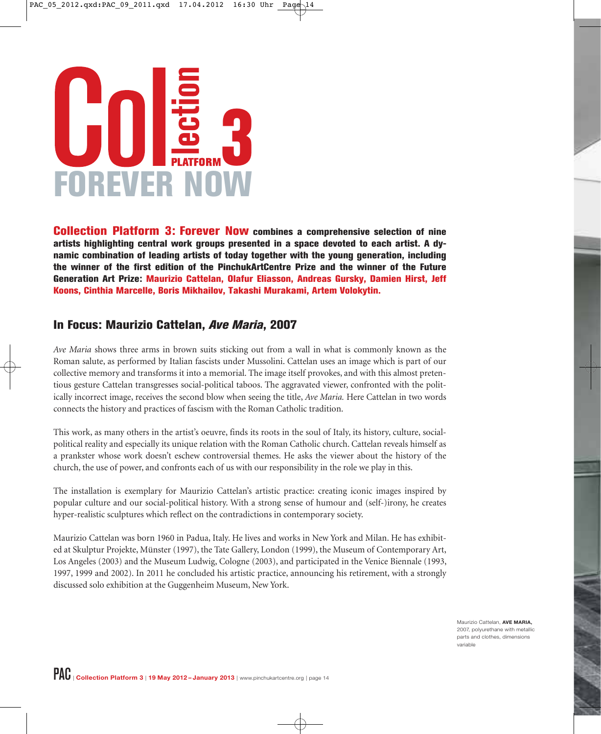# Collection Platform 3
# FOREVER NOW

**Collection Platform 3: Forever Now combines a comprehensive selection of nine artists highlighting central work groups presented in a space devoted to each artist. A dynamic combination of leading artists of today together with the young generation, including the winner of the first edition of the PinchukArtCentre Prize and the winner of the Future Generation Art Prize: Maurizio Cattelan, Olafur Eliasson, Andreas Gursky, Damien Hirst, Jeff Koons, Cinthia Marcelle, Boris Mikhailov, Takashi Murakami, Artem Volokytin.**

## In Focus: Maurizio Cattelan, *Ave Maria*, 2007

*Ave Maria* shows three arms in brown suits sticking out from a wall in what is commonly known as the Roman salute, as performed by Italian fascists under Mussolini. Cattelan uses an image which is part of our collective memory and transforms it into a memorial. The image itself provokes, and with this almost pretentious gesture Cattelan transgresses social-political taboos. The aggravated viewer, confronted with the politically incorrect image, receives the second blow when seeing the title, *Ave Maria.* Here Cattelan in two words connects the history and practices of fascism with the Roman Catholic tradition.

This work, as many others in the artist's oeuvre, finds its roots in the soul of Italy, its history, culture, social-political reality and especially its unique relation with the Roman Catholic church. Cattelan reveals himself as a prankster whose work doesn't eschew controversial themes. He asks the viewer about the history of the church, the use of power, and confronts each of us with our responsibility in the role we play in this.

The installation is exemplary for Maurizio Cattelan's artistic practice: creating iconic images inspired by popular culture and our social-political history. With a strong sense of humour and (self-)irony, he creates hyper-realistic sculptures which reflect on the contradictions in contemporary society.

Maurizio Cattelan was born 1960 in Padua, Italy. He lives and works in New York and Milan. He has exhibited at Skulptur Projekte, Münster (1997), the Tate Gallery, London (1999), the Museum of Contemporary Art, Los Angeles (2003) and the Museum Ludwig, Cologne (2003), and participated in the Venice Biennale (1993, 1997, 1999 and 2002). In 2011 he concluded his artistic practice, announcing his retirement, with a strongly discussed solo exhibition at the Guggenheim Museum, New York.

Maurizio Cattelan, **AVE MARIA,** 2007, polyurethane with metallic parts and clothes, dimensions variable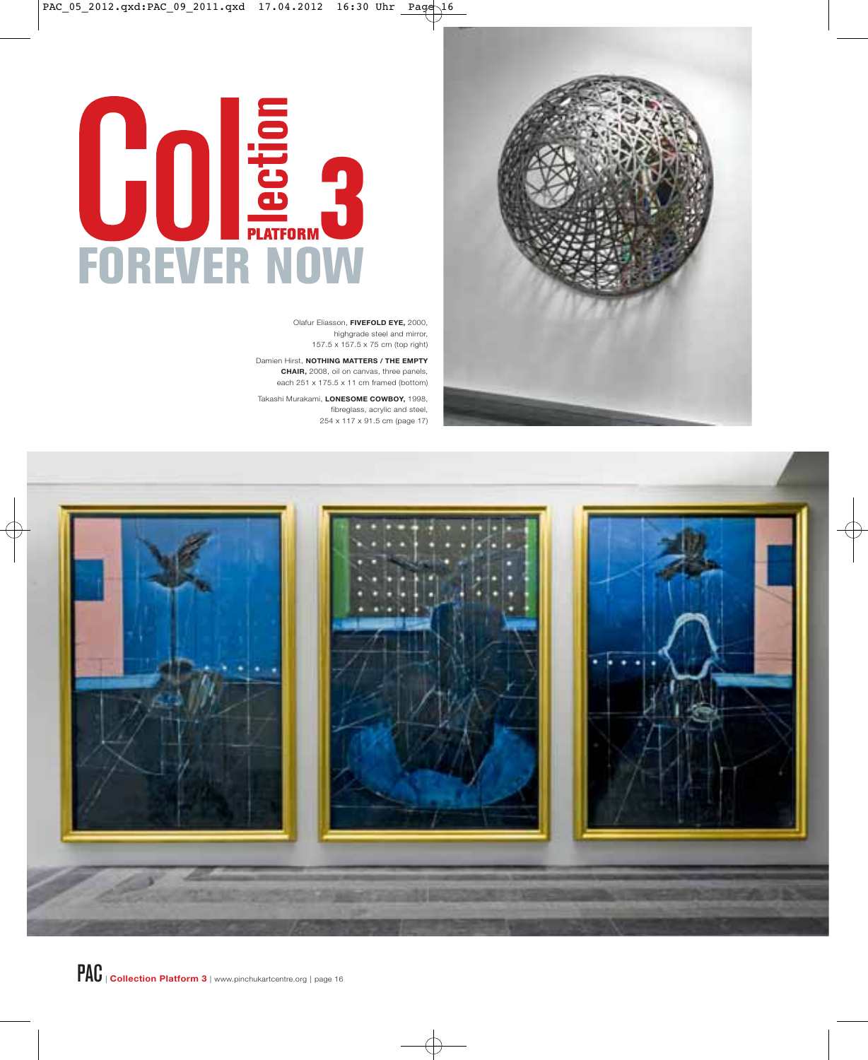# Collection PLATFORM 3

## FOREVER NOW

Olafur Eliasson, **FIVEFOLD EYE,** 2000, highgrade steel and mirror, 157.5 x 157.5 x 75 cm (top right)

Damien Hirst, **NOTHING MATTERS / THE EMPTY CHAIR,** 2008, oil on canvas, three panels, each 251 x 175.5 x 11 cm framed (bottom)

Takashi Murakami, **LONESOME COWBOY,** 1998, fibreglass, acrylic and steel, 254 x 117 x 91.5 cm (page 17)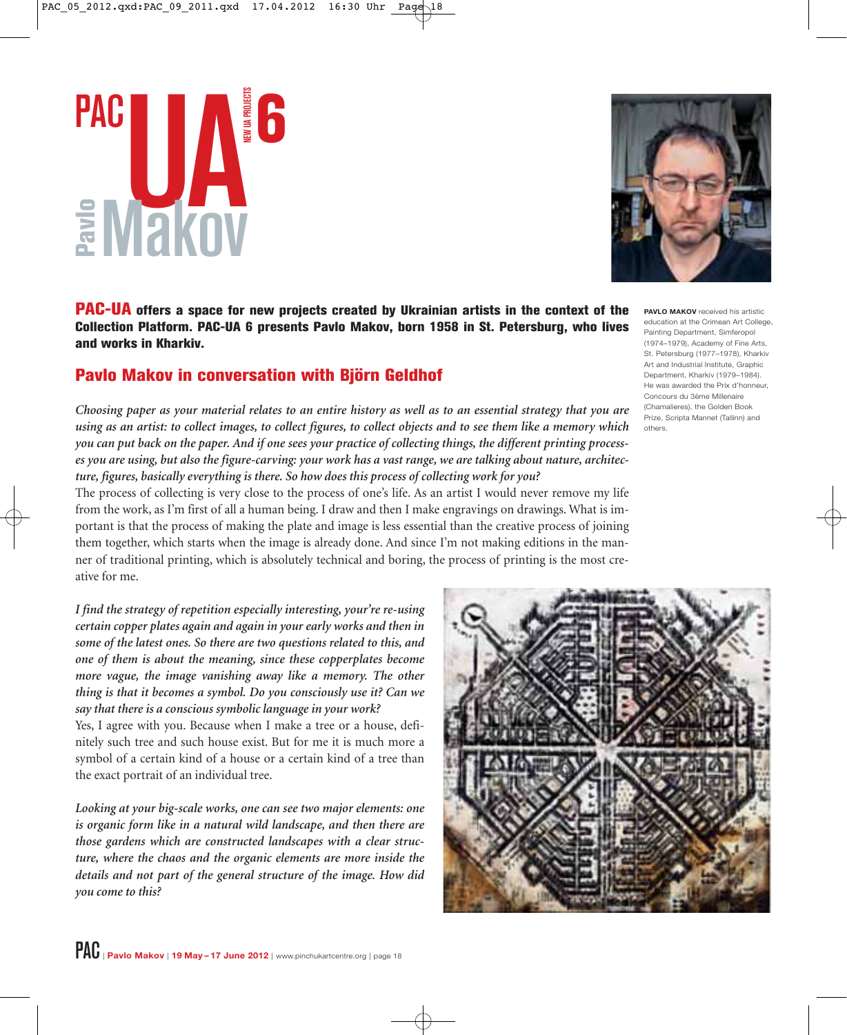# PAC UA 6 NEW UA PROJECTS

# Pavlo Makov

**PAC-UA offers a space for new projects created by Ukrainian artists in the context of the Collection Platform. PAC-UA 6 presents Pavlo Makov, born 1958 in St. Petersburg, who lives and works in Kharkiv.**

**PAVLO MAKOV** received his artistic education at the Crimean Art College, Painting Department, Simferopol (1974–1979), Academy of Fine Arts, St. Petersburg (1977–1978), Kharkiv Art and Industrial Institute, Graphic Department, Kharkiv (1979–1984). He was awarded the Prix d'honneur, Concours du 3ème Millenaire (Chamalieres), the Golden Book Prize, Scripta Mannet (Tallinn) and others.

## Pavlo Makov in conversation with Björn Geldhof

*Choosing paper as your material relates to an entire history as well as to an essential strategy that you are using as an artist: to collect images, to collect figures, to collect objects and to see them like a memory which you can put back on the paper. And if one sees your practice of collecting things, the different printing processes you are using, but also the figure-carving: your work has a vast range, we are talking about nature, architecture, figures, basically everything is there. So how does this process of collecting work for you?*

The process of collecting is very close to the process of one's life. As an artist I would never remove my life from the work, as I'm first of all a human being. I draw and then I make engravings on drawings. What is important is that the process of making the plate and image is less essential than the creative process of joining them together, which starts when the image is already done. And since I'm not making editions in the manner of traditional printing, which is absolutely technical and boring, the process of printing is the most creative for me.

*I find the strategy of repetition especially interesting, your're re-using certain copper plates again and again in your early works and then in some of the latest ones. So there are two questions related to this, and one of them is about the meaning, since these copperplates become more vague, the image vanishing away like a memory. The other thing is that it becomes a symbol. Do you consciously use it? Can we say that there is a conscious symbolic language in your work?*

Yes, I agree with you. Because when I make a tree or a house, definitely such tree and such house exist. But for me it is much more a symbol of a certain kind of a house or a certain kind of a tree than the exact portrait of an individual tree.

*Looking at your big-scale works, one can see two major elements: one is organic form like in a natural wild landscape, and then there are those gardens which are constructed landscapes with a clear structure, where the chaos and the organic elements are more inside the details and not part of the general structure of the image. How did you come to this?*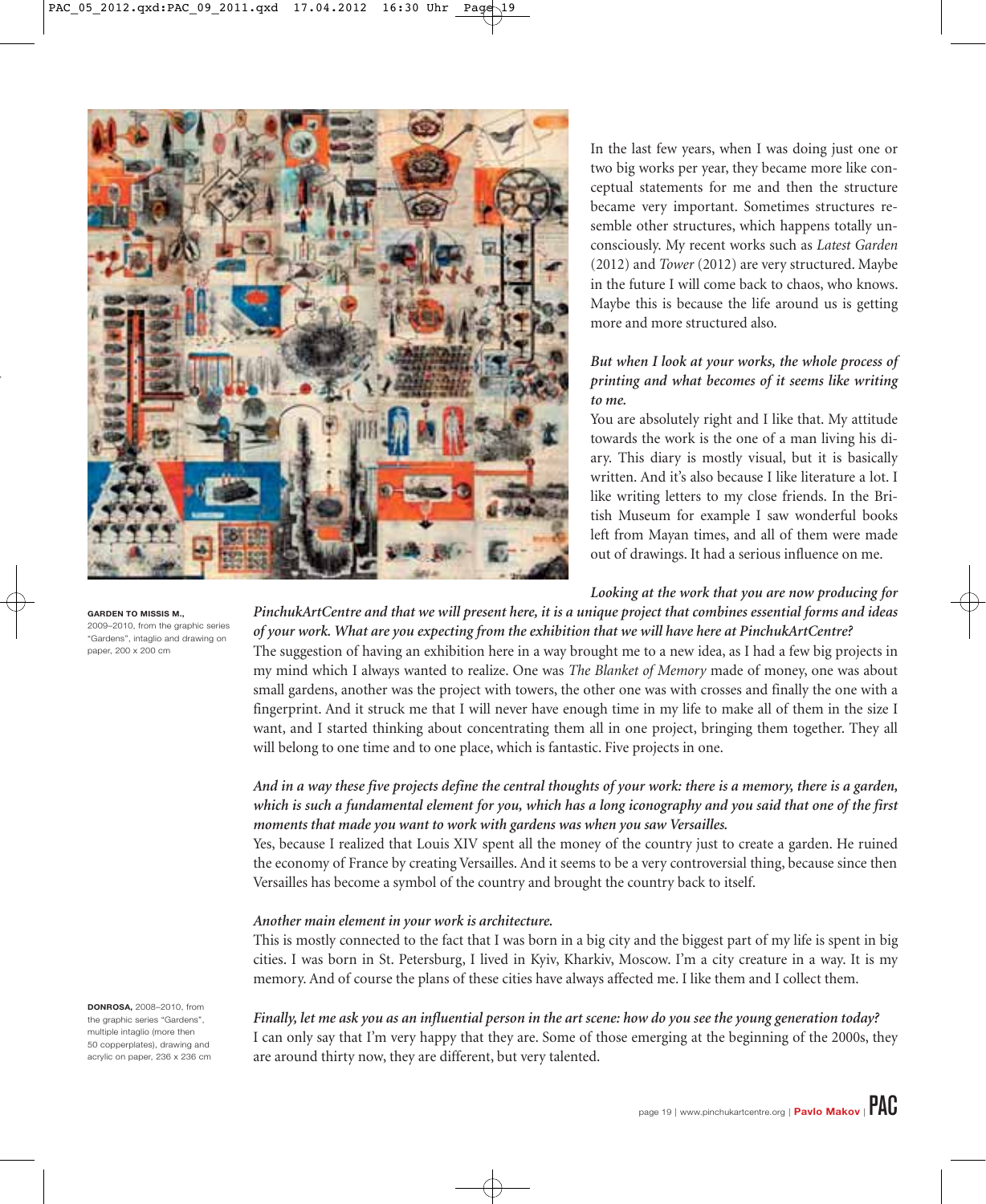In the last few years, when I was doing just one or two big works per year, they became more like conceptual statements for me and then the structure became very important. Sometimes structures resemble other structures, which happens totally unconsciously. My recent works such as *Latest Garden* (2012) and *Tower* (2012) are very structured. Maybe in the future I will come back to chaos, who knows. Maybe this is because the life around us is getting more and more structured also.

***But when I look at your works, the whole process of printing and what becomes of it seems like writing to me.***

You are absolutely right and I like that. My attitude towards the work is the one of a man living his diary. This diary is mostly visual, but it is basically written. And it's also because I like literature a lot. I like writing letters to my close friends. In the British Museum for example I saw wonderful books left from Mayan times, and all of them were made out of drawings. It had a serious influence on me.

**GARDEN TO MISSIS M.,** 2009–2010, from the graphic series "Gardens", intaglio and drawing on paper, 200 x 200 cm

***Looking at the work that you are now producing for PinchukArtCentre and that we will present here, it is a unique project that combines essential forms and ideas of your work. What are you expecting from the exhibition that we will have here at PinchukArtCentre?***

The suggestion of having an exhibition here in a way brought me to a new idea, as I had a few big projects in my mind which I always wanted to realize. One was *The Blanket of Memory* made of money, one was about small gardens, another was the project with towers, the other one was with crosses and finally the one with a fingerprint. And it struck me that I will never have enough time in my life to make all of them in the size I want, and I started thinking about concentrating them all in one project, bringing them together. They all will belong to one time and to one place, which is fantastic. Five projects in one.

***And in a way these five projects define the central thoughts of your work: there is a memory, there is a garden, which is such a fundamental element for you, which has a long iconography and you said that one of the first moments that made you want to work with gardens was when you saw Versailles.***

Yes, because I realized that Louis XIV spent all the money of the country just to create a garden. He ruined the economy of France by creating Versailles. And it seems to be a very controversial thing, because since then Versailles has become a symbol of the country and brought the country back to itself.

***Another main element in your work is architecture.***

This is mostly connected to the fact that I was born in a big city and the biggest part of my life is spent in big cities. I was born in St. Petersburg, I lived in Kyiv, Kharkiv, Moscow. I'm a city creature in a way. It is my memory. And of course the plans of these cities have always affected me. I like them and I collect them.

**DONROSA,** 2008–2010, from the graphic series "Gardens", multiple intaglio (more then 50 copperplates), drawing and acrylic on paper, 236 x 236 cm

***Finally, let me ask you as an influential person in the art scene: how do you see the young generation today?***

I can only say that I'm very happy that they are. Some of those emerging at the beginning of the 2000s, they are around thirty now, they are different, but very talented.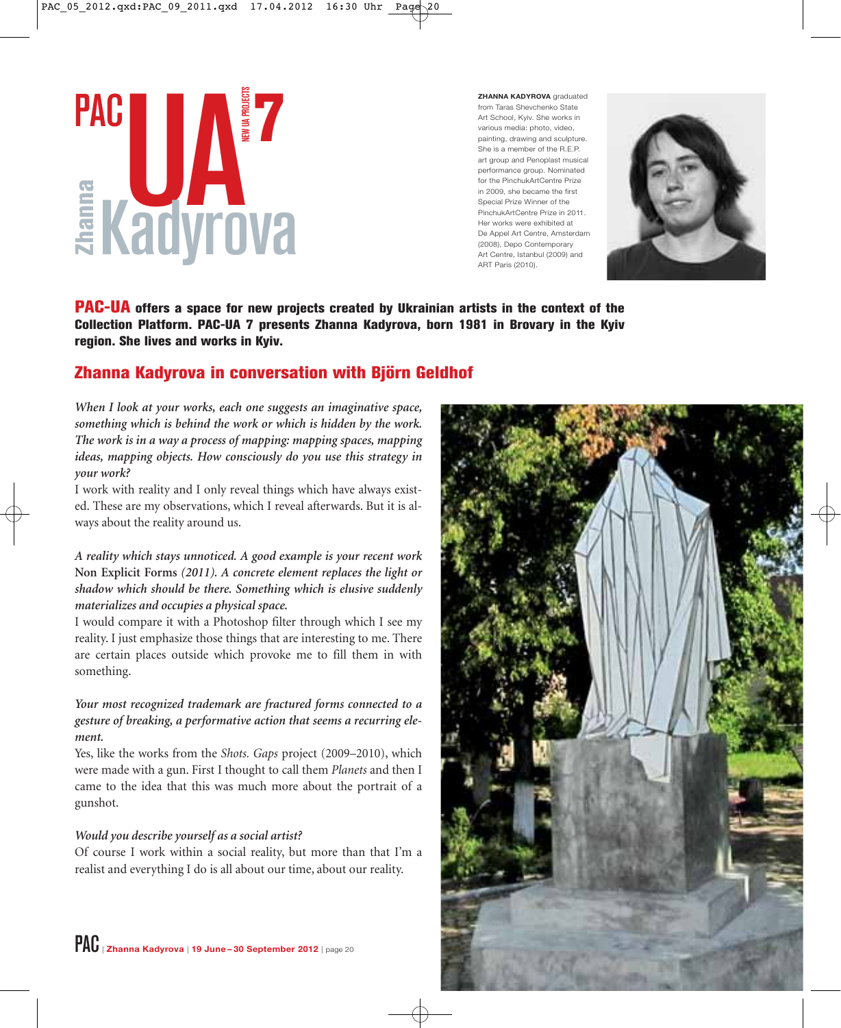# PAC UA 7

NEW UA PROJECTS

## Zhanna Kadyrova

**ZHANNA KADYROVA** graduated from Taras Shevchenko State Art School, Kyiv. She works in various media: photo, video, painting, drawing and sculpture. She is a member of the R.E.P. art group and Penoplast musical performance group. Nominated for the PinchukArtCentre Prize in 2009, she became the first Special Prize Winner of the PinchukArtCentre Prize in 2011. Her works were exhibited at De Appel Art Centre, Amsterdam (2008), Depo Contemporary Art Centre, Istanbul (2009) and ART Paris (2010).

**PAC-UA offers a space for new projects created by Ukrainian artists in the context of the Collection Platform. PAC-UA 7 presents Zhanna Kadyrova, born 1981 in Brovary in the Kyiv region. She lives and works in Kyiv.**

## Zhanna Kadyrova in conversation with Björn Geldhof

*When I look at your works, each one suggests an imaginative space, something which is behind the work or which is hidden by the work. The work is in a way a process of mapping: mapping spaces, mapping ideas, mapping objects. How consciously do you use this strategy in your work?*

I work with reality and I only reveal things which have always existed. These are my observations, which I reveal afterwards. But it is always about the reality around us.

*A reality which stays unnoticed. A good example is your recent work* **Non Explicit Forms** *(2011). A concrete element replaces the light or shadow which should be there. Something which is elusive suddenly materializes and occupies a physical space.*

I would compare it with a Photoshop filter through which I see my reality. I just emphasize those things that are interesting to me. There are certain places outside which provoke me to fill them in with something.

*Your most recognized trademark are fractured forms connected to a gesture of breaking, a performative action that seems a recurring element.*

Yes, like the works from the *Shots. Gaps* project (2009–2010), which were made with a gun. First I thought to call them *Planets* and then I came to the idea that this was much more about the portrait of a gunshot.

*Would you describe yourself as a social artist?*

Of course I work within a social reality, but more than that I'm a realist and everything I do is all about our time, about our reality.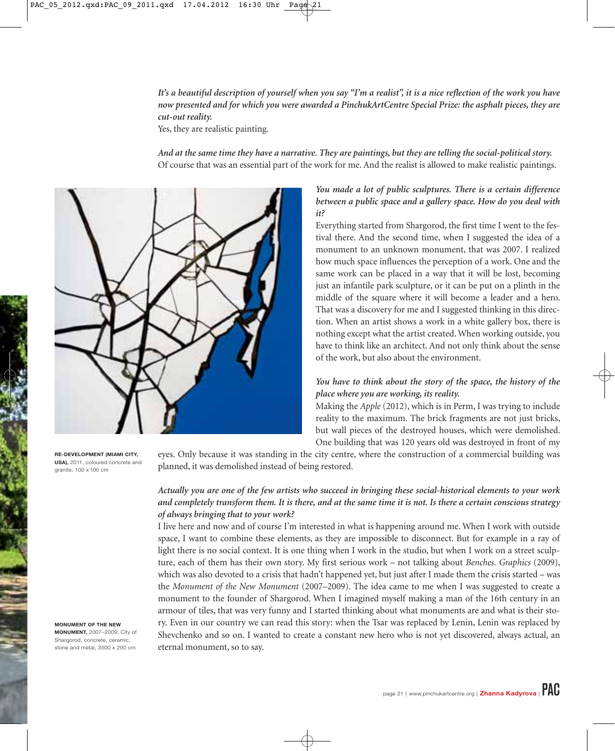*It's a beautiful description of yourself when you say "I'm a realist", it is a nice reflection of the work you have now presented and for which you were awarded a PinchukArtCentre Special Prize: the asphalt pieces, they are cut-out reality.*
Yes, they are realistic painting.

*And at the same time they have a narrative. They are paintings, but they are telling the social-political story.*
Of course that was an essential part of the work for me. And the realist is allowed to make realistic paintings.

*You made a lot of public sculptures. There is a certain difference between a public space and a gallery space. How do you deal with it?*
Everything started from Shargorod, the first time I went to the festival there. And the second time, when I suggested the idea of a monument to an unknown monument, that was 2007. I realized how much space influences the perception of a work. One and the same work can be placed in a way that it will be lost, becoming just an infantile park sculpture, or it can be put on a plinth in the middle of the square where it will become a leader and a hero. That was a discovery for me and I suggested thinking in this direction. When an artist shows a work in a white gallery box, there is nothing except what the artist created. When working outside, you have to think like an architect. And not only think about the sense of the work, but also about the environment.

*You have to think about the story of the space, the history of the place where you are working, its reality.*
Making the *Apple* (2012), which is in Perm, I was trying to include reality to the maximum. The brick fragments are not just bricks, but wall pieces of the destroyed houses, which were demolished. One building that was 120 years old was destroyed in front of my eyes. Only because it was standing in the city centre, where the construction of a commercial building was planned, it was demolished instead of being restored.

**RE-DEVELOPMENT (MIAMI CITY, USA),** 2011, coloured concrete and granite, 100 x 100 cm

*Actually you are one of the few artists who succeed in bringing these social-historical elements to your work and completely transform them. It is there, and at the same time it is not. Is there a certain conscious strategy of always bringing that to your work?*
I live here and now and of course I'm interested in what is happening around me. When I work with outside space, I want to combine these elements, as they are impossible to disconnect. But for example in a ray of light there is no social context. It is one thing when I work in the studio, but when I work on a street sculpture, each of them has their own story. My first serious work – not talking about *Benches. Graphics* (2009), which was also devoted to a crisis that hadn't happened yet, but just after I made them the crisis started – was the *Monument of the New Monument* (2007–2009). The idea came to me when I was suggested to create a monument to the founder of Shargorod. When I imagined myself making a man of the 16th century in an armour of tiles, that was very funny and I started thinking about what monuments are and what is their story. Even in our country we can read this story: when the Tsar was replaced by Lenin, Lenin was replaced by Shevchenko and so on. I wanted to create a constant new hero who is not yet discovered, always actual, an eternal monument, so to say.

**MONUMENT OF THE NEW MONUMENT,** 2007–2009, City of Shargorod, concrete, ceramic, stone and metal, 3500 x 200 cm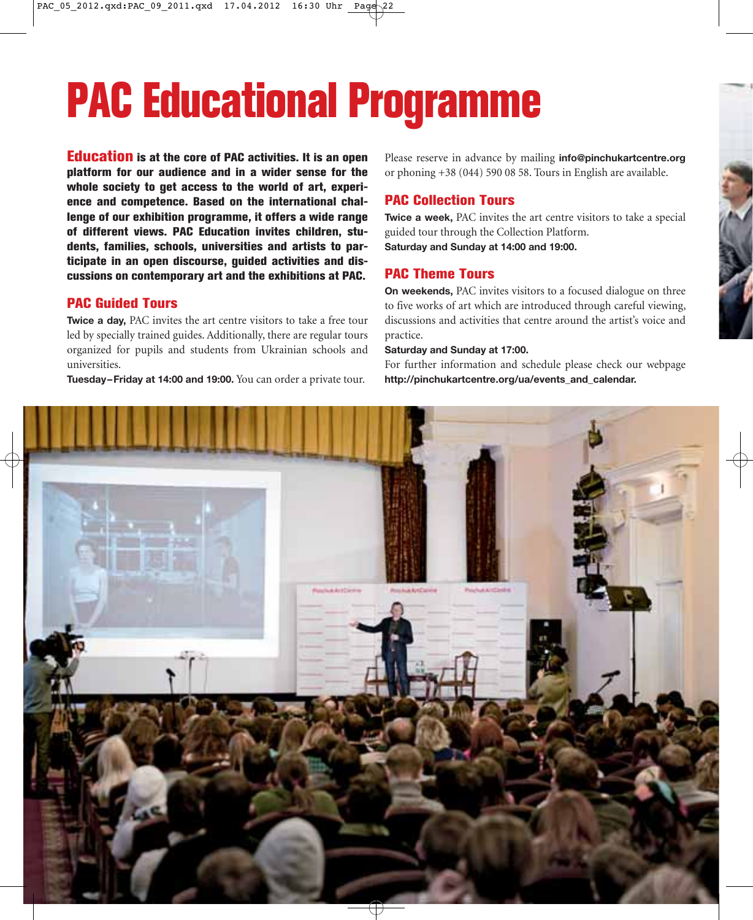# PAC Educational Programme

**Education is at the core of PAC activities. It is an open platform for our audience and in a wider sense for the whole society to get access to the world of art, experience and competence. Based on the international challenge of our exhibition programme, it offers a wide range of different views. PAC Education invites children, students, families, schools, universities and artists to participate in an open discourse, guided activities and discussions on contemporary art and the exhibitions at PAC.**

## PAC Guided Tours

**Twice a day,** PAC invites the art centre visitors to take a free tour led by specially trained guides. Additionally, there are regular tours organized for pupils and students from Ukrainian schools and universities.

**Tuesday–Friday at 14:00 and 19:00.** You can order a private tour. Please reserve in advance by mailing **info@pinchukartcentre.org** or phoning +38 (044) 590 08 58. Tours in English are available.

## PAC Collection Tours

**Twice a week,** PAC invites the art centre visitors to take a special guided tour through the Collection Platform.

**Saturday and Sunday at 14:00 and 19:00.**

## PAC Theme Tours

**On weekends,** PAC invites visitors to a focused dialogue on three to five works of art which are introduced through careful viewing, discussions and activities that centre around the artist's voice and practice.

**Saturday and Sunday at 17:00.**

For further information and schedule please check our webpage **http://pinchukartcentre.org/ua/events_and_calendar.**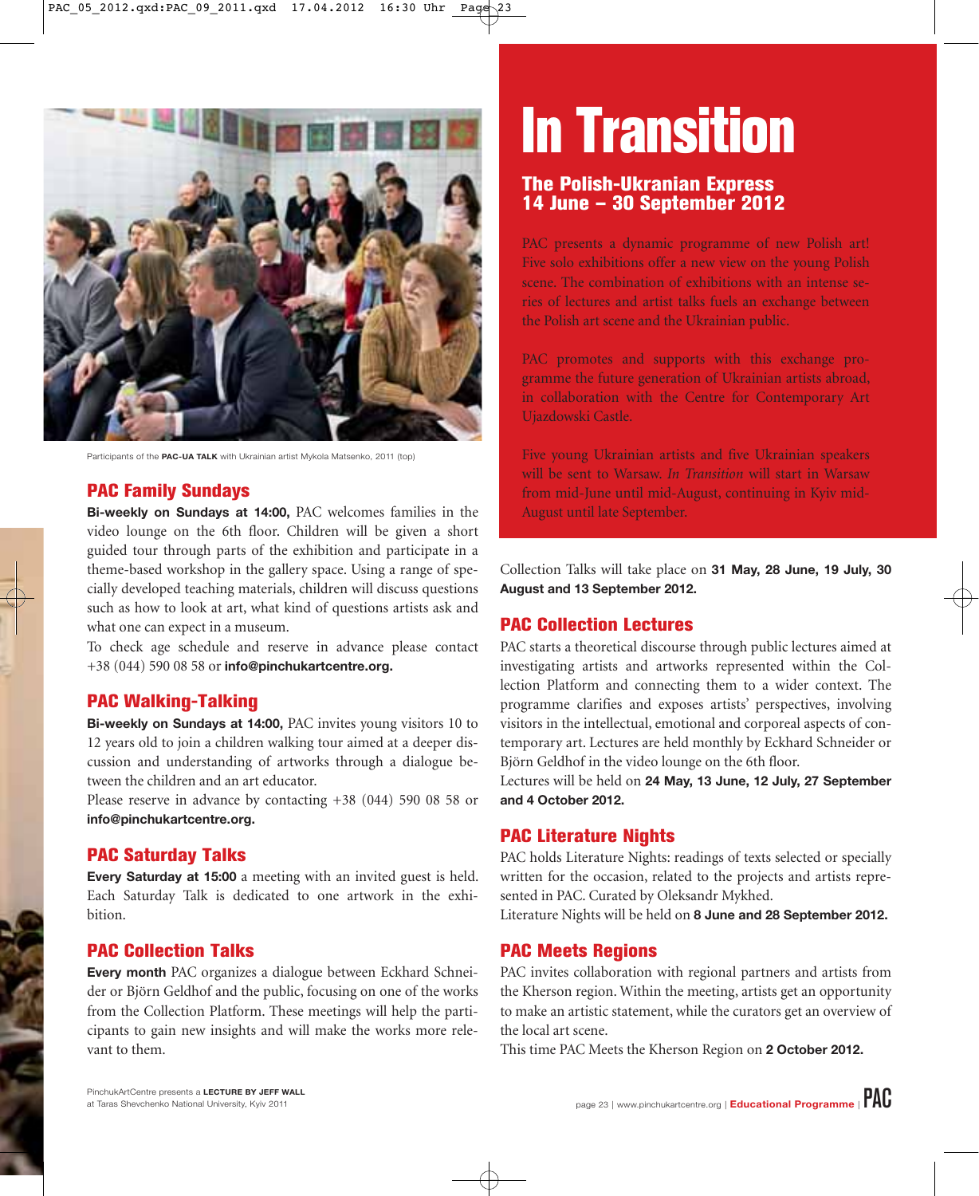Participants of the **PAC-UA TALK** with Ukrainian artist Mykola Matsenko, 2011 (top)

## PAC Family Sundays

**Bi-weekly on Sundays at 14:00,** PAC welcomes families in the video lounge on the 6th floor. Children will be given a short guided tour through parts of the exhibition and participate in a theme-based workshop in the gallery space. Using a range of specially developed teaching materials, children will discuss questions such as how to look at art, what kind of questions artists ask and what one can expect in a museum.

To check age schedule and reserve in advance please contact +38 (044) 590 08 58 or **info@pinchukartcentre.org.**

## PAC Walking-Talking

**Bi-weekly on Sundays at 14:00,** PAC invites young visitors 10 to 12 years old to join a children walking tour aimed at a deeper discussion and understanding of artworks through a dialogue between the children and an art educator.

Please reserve in advance by contacting +38 (044) 590 08 58 or **info@pinchukartcentre.org.**

## PAC Saturday Talks

**Every Saturday at 15:00** a meeting with an invited guest is held. Each Saturday Talk is dedicated to one artwork in the exhibition.

## PAC Collection Talks

**Every month** PAC organizes a dialogue between Eckhard Schneider or Björn Geldhof and the public, focusing on one of the works from the Collection Platform. These meetings will help the participants to gain new insights and will make the works more relevant to them.

PinchukArtCentre presents a **LECTURE BY JEFF WALL** at Taras Shevchenko National University, Kyiv 2011

# In Transition

### The Polish-Ukranian Express
### 14 June – 30 September 2012

PAC presents a dynamic programme of new Polish art! Five solo exhibitions offer a new view on the young Polish scene. The combination of exhibitions with an intense series of lectures and artist talks fuels an exchange between the Polish art scene and the Ukrainian public.

PAC promotes and supports with this exchange programme the future generation of Ukrainian artists abroad, in collaboration with the Centre for Contemporary Art Ujazdowski Castle.

Five young Ukrainian artists and five Ukrainian speakers will be sent to Warsaw. *In Transition* will start in Warsaw from mid-June until mid-August, continuing in Kyiv mid-August until late September.

Collection Talks will take place on **31 May, 28 June, 19 July, 30 August and 13 September 2012.**

## PAC Collection Lectures

PAC starts a theoretical discourse through public lectures aimed at investigating artists and artworks represented within the Collection Platform and connecting them to a wider context. The programme clarifies and exposes artists' perspectives, involving visitors in the intellectual, emotional and corporeal aspects of contemporary art. Lectures are held monthly by Eckhard Schneider or Björn Geldhof in the video lounge on the 6th floor.

Lectures will be held on **24 May, 13 June, 12 July, 27 September and 4 October 2012.**

## PAC Literature Nights

PAC holds Literature Nights: readings of texts selected or specially written for the occasion, related to the projects and artists represented in PAC. Curated by Oleksandr Mykhed.

Literature Nights will be held on **8 June and 28 September 2012.**

## PAC Meets Regions

PAC invites collaboration with regional partners and artists from the Kherson region. Within the meeting, artists get an opportunity to make an artistic statement, while the curators get an overview of the local art scene.

This time PAC Meets the Kherson Region on **2 October 2012.**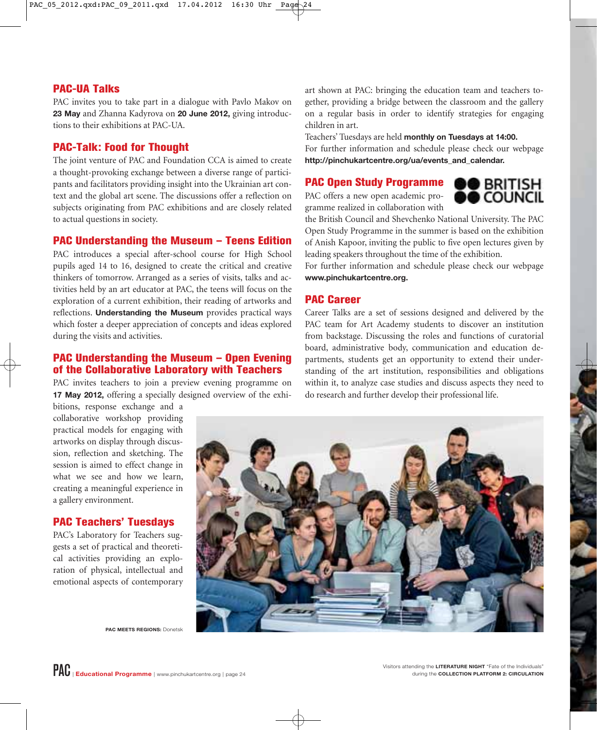## PAC-UA Talks

PAC invites you to take part in a dialogue with Pavlo Makov on **23 May** and Zhanna Kadyrova on **20 June 2012,** giving introductions to their exhibitions at PAC-UA.

## PAC-Talk: Food for Thought

The joint venture of PAC and Foundation CCA is aimed to create a thought-provoking exchange between a diverse range of participants and facilitators providing insight into the Ukrainian art context and the global art scene. The discussions offer a reflection on subjects originating from PAC exhibitions and are closely related to actual questions in society.

## PAC Understanding the Museum – Teens Edition

PAC introduces a special after-school course for High School pupils aged 14 to 16, designed to create the critical and creative thinkers of tomorrow. Arranged as a series of visits, talks and activities held by an art educator at PAC, the teens will focus on the exploration of a current exhibition, their reading of artworks and reflections. **Understanding the Museum** provides practical ways which foster a deeper appreciation of concepts and ideas explored during the visits and activities.

## PAC Understanding the Museum – Open Evening of the Collaborative Laboratory with Teachers

PAC invites teachers to join a preview evening programme on **17 May 2012,** offering a specially designed overview of the exhibitions, response exchange and a collaborative workshop providing practical models for engaging with artworks on display through discussion, reflection and sketching. The session is aimed to effect change in what we see and how we learn, creating a meaningful experience in a gallery environment.

## PAC Teachers' Tuesdays

PAC's Laboratory for Teachers suggests a set of practical and theoretical activities providing an exploration of physical, intellectual and emotional aspects of contemporary art shown at PAC: bringing the education team and teachers together, providing a bridge between the classroom and the gallery on a regular basis in order to identify strategies for engaging children in art.

Teachers' Tuesdays are held **monthly on Tuesdays at 14:00.**

For further information and schedule please check our webpage **http://pinchukartcentre.org/ua/events_and_calendar.**

## PAC Open Study Programme

BRITISH COUNCIL

PAC offers a new open academic programme realized in collaboration with the British Council and Shevchenko National University. The PAC Open Study Programme in the summer is based on the exhibition of Anish Kapoor, inviting the public to five open lectures given by leading speakers throughout the time of the exhibition.

For further information and schedule please check our webpage **www.pinchukartcentre.org.**

## PAC Career

Career Talks are a set of sessions designed and delivered by the PAC team for Art Academy students to discover an institution from backstage. Discussing the roles and functions of curatorial board, administrative body, communication and education departments, students get an opportunity to extend their understanding of the art institution, responsibilities and obligations within it, to analyze case studies and discuss aspects they need to do research and further develop their professional life.

**PAC MEETS REGIONS:** Donetsk

Visitors attending the **LITERATURE NIGHT** "Fate of the Individuals" during the **COLLECTION PLATFORM 2: CIRCULATION**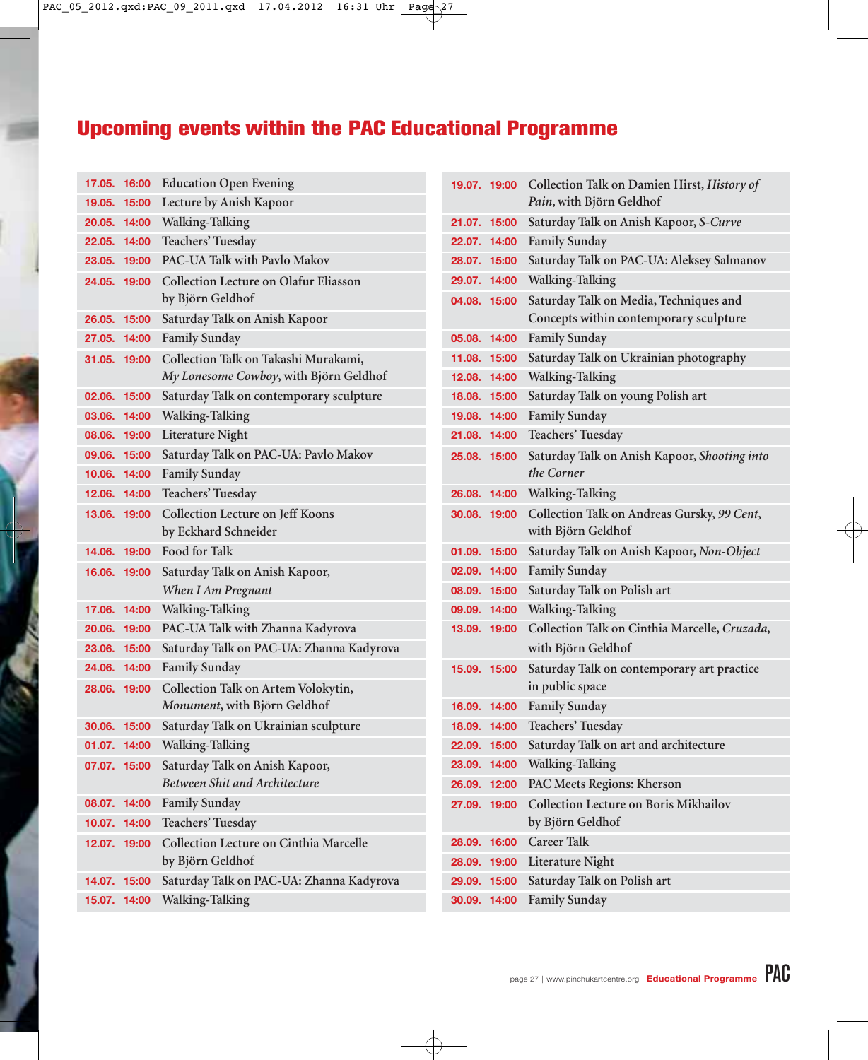## Upcoming events within the PAC Educational Programme

| Date | Time | Event |
|---|---|---|
| 17.05. | 16:00 | Education Open Evening |
| 19.05. | 15:00 | Lecture by Anish Kapoor |
| 20.05. | 14:00 | Walking-Talking |
| 22.05. | 14:00 | Teachers' Tuesday |
| 23.05. | 19:00 | PAC-UA Talk with Pavlo Makov |
| 24.05. | 19:00 | Collection Lecture on Olafur Eliasson by Björn Geldhof |
| 26.05. | 15:00 | Saturday Talk on Anish Kapoor |
| 27.05. | 14:00 | Family Sunday |
| 31.05. | 19:00 | Collection Talk on Takashi Murakami, *My Lonesome Cowboy*, with Björn Geldhof |
| 02.06. | 15:00 | Saturday Talk on contemporary sculpture |
| 03.06. | 14:00 | Walking-Talking |
| 08.06. | 19:00 | Literature Night |
| 09.06. | 15:00 | Saturday Talk on PAC-UA: Pavlo Makov |
| 10.06. | 14:00 | Family Sunday |
| 12.06. | 14:00 | Teachers' Tuesday |
| 13.06. | 19:00 | Collection Lecture on Jeff Koons by Eckhard Schneider |
| 14.06. | 19:00 | Food for Talk |
| 16.06. | 19:00 | Saturday Talk on Anish Kapoor, *When I Am Pregnant* |
| 17.06. | 14:00 | Walking-Talking |
| 20.06. | 19:00 | PAC-UA Talk with Zhanna Kadyrova |
| 23.06. | 15:00 | Saturday Talk on PAC-UA: Zhanna Kadyrova |
| 24.06. | 14:00 | Family Sunday |
| 28.06. | 19:00 | Collection Talk on Artem Volokytin, *Monument*, with Björn Geldhof |
| 30.06. | 15:00 | Saturday Talk on Ukrainian sculpture |
| 01.07. | 14:00 | Walking-Talking |
| 07.07. | 15:00 | Saturday Talk on Anish Kapoor, *Between Shit and Architecture* |
| 08.07. | 14:00 | Family Sunday |
| 10.07. | 14:00 | Teachers' Tuesday |
| 12.07. | 19:00 | Collection Lecture on Cinthia Marcelle by Björn Geldhof |
| 14.07. | 15:00 | Saturday Talk on PAC-UA: Zhanna Kadyrova |
| 15.07. | 14:00 | Walking-Talking |
| 19.07. | 19:00 | Collection Talk on Damien Hirst, *History of Pain*, with Björn Geldhof |
| 21.07. | 15:00 | Saturday Talk on Anish Kapoor, *S-Curve* |
| 22.07. | 14:00 | Family Sunday |
| 28.07. | 15:00 | Saturday Talk on PAC-UA: Aleksey Salmanov |
| 29.07. | 14:00 | Walking-Talking |
| 04.08. | 15:00 | Saturday Talk on Media, Techniques and Concepts within contemporary sculpture |
| 05.08. | 14:00 | Family Sunday |
| 11.08. | 15:00 | Saturday Talk on Ukrainian photography |
| 12.08. | 14:00 | Walking-Talking |
| 18.08. | 15:00 | Saturday Talk on young Polish art |
| 19.08. | 14:00 | Family Sunday |
| 21.08. | 14:00 | Teachers' Tuesday |
| 25.08. | 15:00 | Saturday Talk on Anish Kapoor, *Shooting into the Corner* |
| 26.08. | 14:00 | Walking-Talking |
| 30.08. | 19:00 | Collection Talk on Andreas Gursky, *99 Cent*, with Björn Geldhof |
| 01.09. | 15:00 | Saturday Talk on Anish Kapoor, *Non-Object* |
| 02.09. | 14:00 | Family Sunday |
| 08.09. | 15:00 | Saturday Talk on Polish art |
| 09.09. | 14:00 | Walking-Talking |
| 13.09. | 19:00 | Collection Talk on Cinthia Marcelle, *Cruzada*, with Björn Geldhof |
| 15.09. | 15:00 | Saturday Talk on contemporary art practice in public space |
| 16.09. | 14:00 | Family Sunday |
| 18.09. | 14:00 | Teachers' Tuesday |
| 22.09. | 15:00 | Saturday Talk on art and architecture |
| 23.09. | 14:00 | Walking-Talking |
| 26.09. | 12:00 | PAC Meets Regions: Kherson |
| 27.09. | 19:00 | Collection Lecture on Boris Mikhailov by Björn Geldhof |
| 28.09. | 16:00 | Career Talk |
| 28.09. | 19:00 | Literature Night |
| 29.09. | 15:00 | Saturday Talk on Polish art |
| 30.09. | 14:00 | Family Sunday |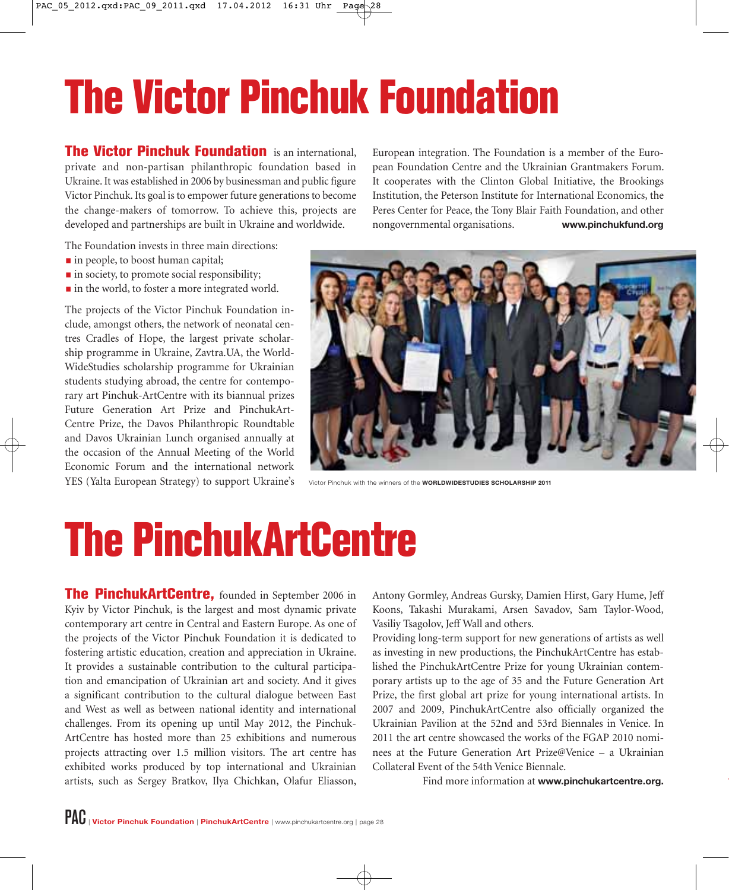# The Victor Pinchuk Foundation

**The Victor Pinchuk Foundation** is an international, private and non-partisan philanthropic foundation based in Ukraine. It was established in 2006 by businessman and public figure Victor Pinchuk. Its goal is to empower future generations to become the change-makers of tomorrow. To achieve this, projects are developed and partnerships are built in Ukraine and worldwide.

The Foundation invests in three main directions:

- in people, to boost human capital;
- in society, to promote social responsibility;
- in the world, to foster a more integrated world.

The projects of the Victor Pinchuk Foundation include, amongst others, the network of neonatal centres Cradles of Hope, the largest private scholarship programme in Ukraine, Zavtra.UA, the WorldWideStudies scholarship programme for Ukrainian students studying abroad, the centre for contemporary art Pinchuk-ArtCentre with its biannual prizes Future Generation Art Prize and PinchukArtCentre Prize, the Davos Philanthropic Roundtable and Davos Ukrainian Lunch organised annually at the occasion of the Annual Meeting of the World Economic Forum and the international network YES (Yalta European Strategy) to support Ukraine's European integration. The Foundation is a member of the European Foundation Centre and the Ukrainian Grantmakers Forum. It cooperates with the Clinton Global Initiative, the Brookings Institution, the Peterson Institute for International Economics, the Peres Center for Peace, the Tony Blair Faith Foundation, and other nongovernmental organisations. **www.pinchukfund.org**

Victor Pinchuk with the winners of the **WORLDWIDESTUDIES SCHOLARSHIP 2011**

# The PinchukArtCentre

**The PinchukArtCentre,** founded in September 2006 in Kyiv by Victor Pinchuk, is the largest and most dynamic private contemporary art centre in Central and Eastern Europe. As one of the projects of the Victor Pinchuk Foundation it is dedicated to fostering artistic education, creation and appreciation in Ukraine. It provides a sustainable contribution to the cultural participation and emancipation of Ukrainian art and society. And it gives a significant contribution to the cultural dialogue between East and West as well as between national identity and international challenges. From its opening up until May 2012, the PinchukArtCentre has hosted more than 25 exhibitions and numerous projects attracting over 1.5 million visitors. The art centre has exhibited works produced by top international and Ukrainian artists, such as Sergey Bratkov, Ilya Chichkan, Olafur Eliasson, Antony Gormley, Andreas Gursky, Damien Hirst, Gary Hume, Jeff Koons, Takashi Murakami, Arsen Savadov, Sam Taylor-Wood, Vasiliy Tsagolov, Jeff Wall and others.

Providing long-term support for new generations of artists as well as investing in new productions, the PinchukArtCentre has established the PinchukArtCentre Prize for young Ukrainian contemporary artists up to the age of 35 and the Future Generation Art Prize, the first global art prize for young international artists. In 2007 and 2009, PinchukArtCentre also officially organized the Ukrainian Pavilion at the 52nd and 53rd Biennales in Venice. In 2011 the art centre showcased the works of the FGAP 2010 nominees at the Future Generation Art Prize@Venice – a Ukrainian Collateral Event of the 54th Venice Biennale.

Find more information at **www.pinchukartcentre.org.**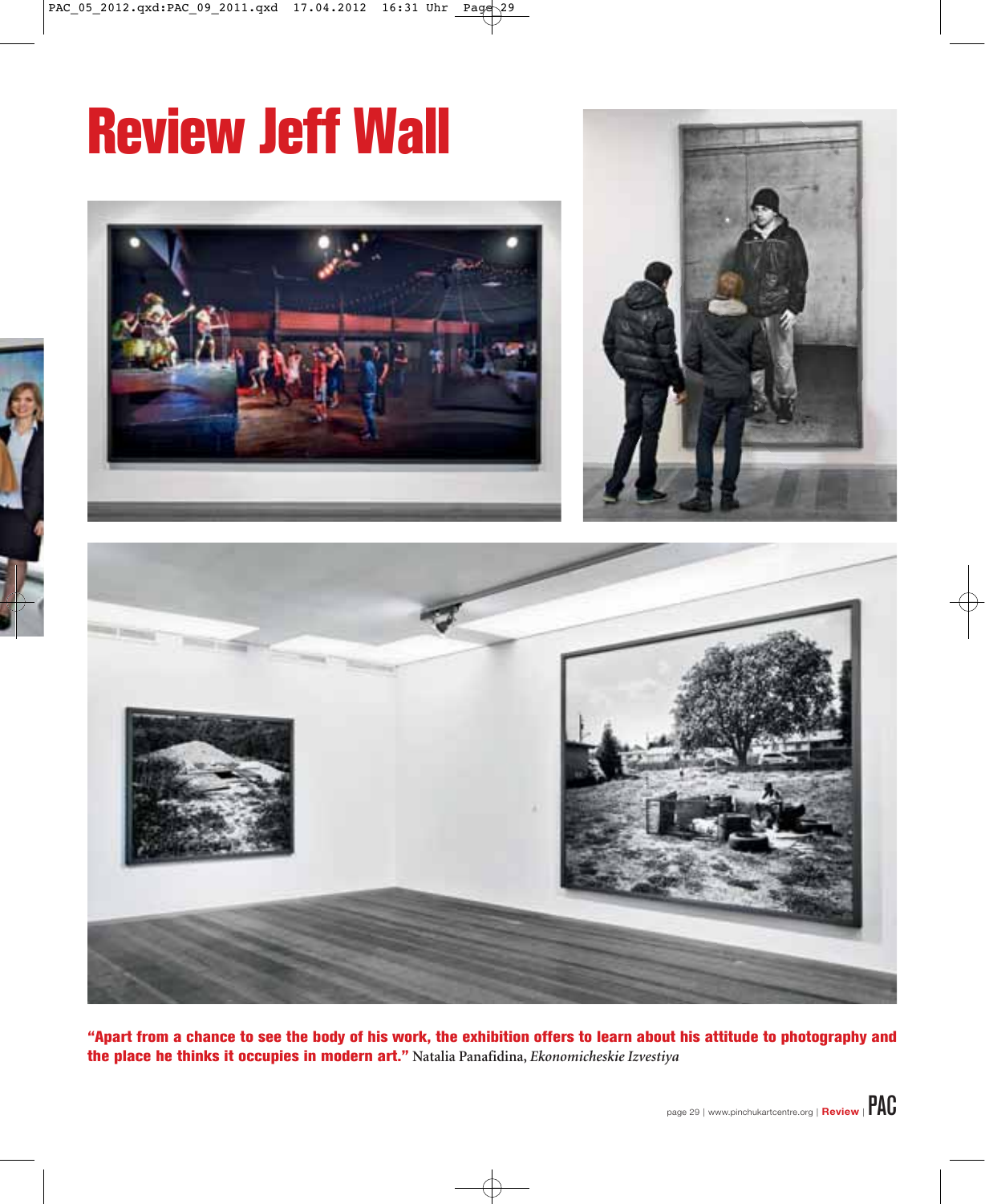# Review Jeff Wall

**"Apart from a chance to see the body of his work, the exhibition offers to learn about his attitude to photography and the place he thinks it occupies in modern art."** Natalia Panafidina, *Ekonomicheskie Izvestiya*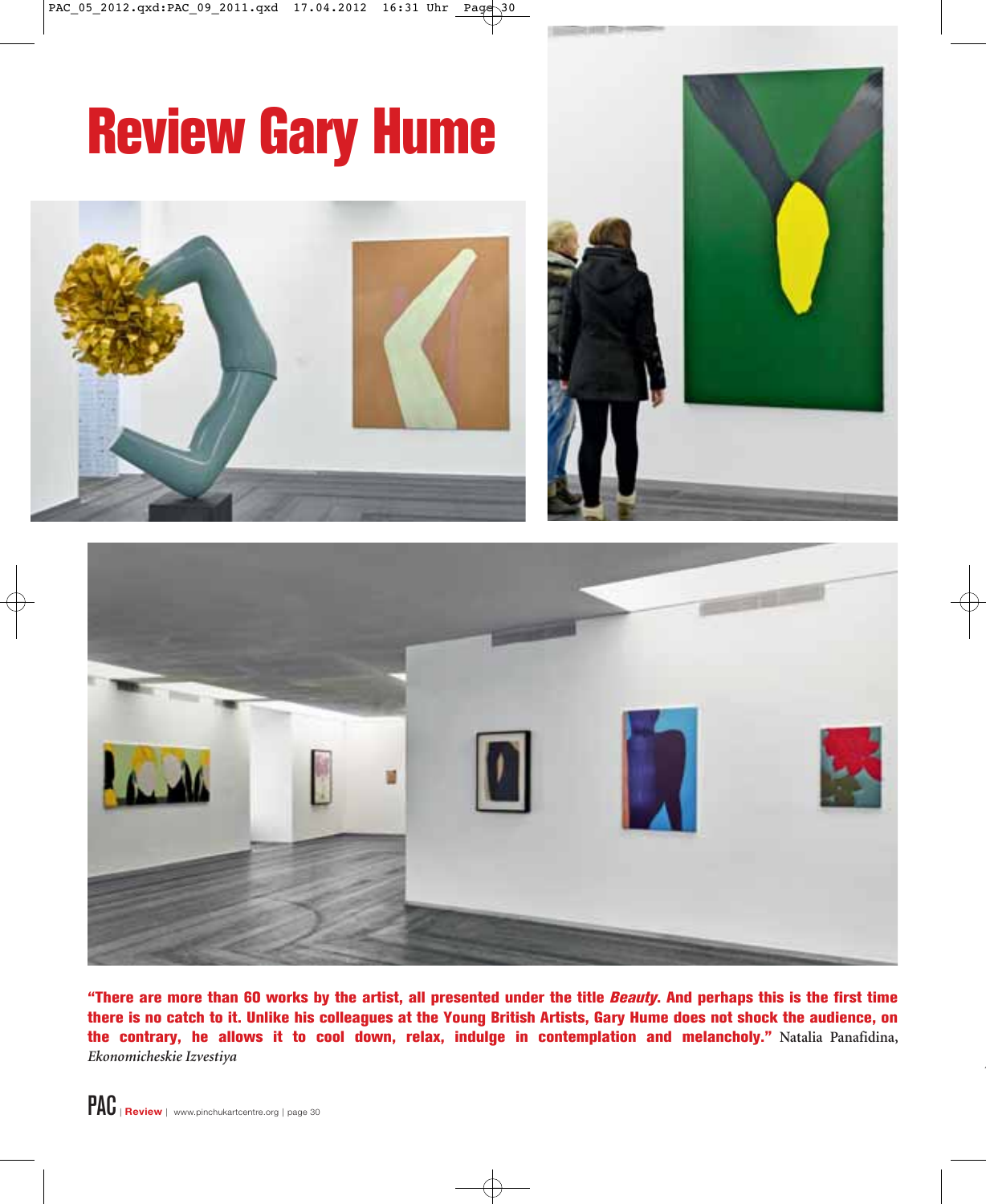# Review Gary Hume

**"There are more than 60 works by the artist, all presented under the title *Beauty*. And perhaps this is the first time there is no catch to it. Unlike his colleagues at the Young British Artists, Gary Hume does not shock the audience, on the contrary, he allows it to cool down, relax, indulge in contemplation and melancholy."** Natalia Panafidina, *Ekonomicheskie Izvestiya*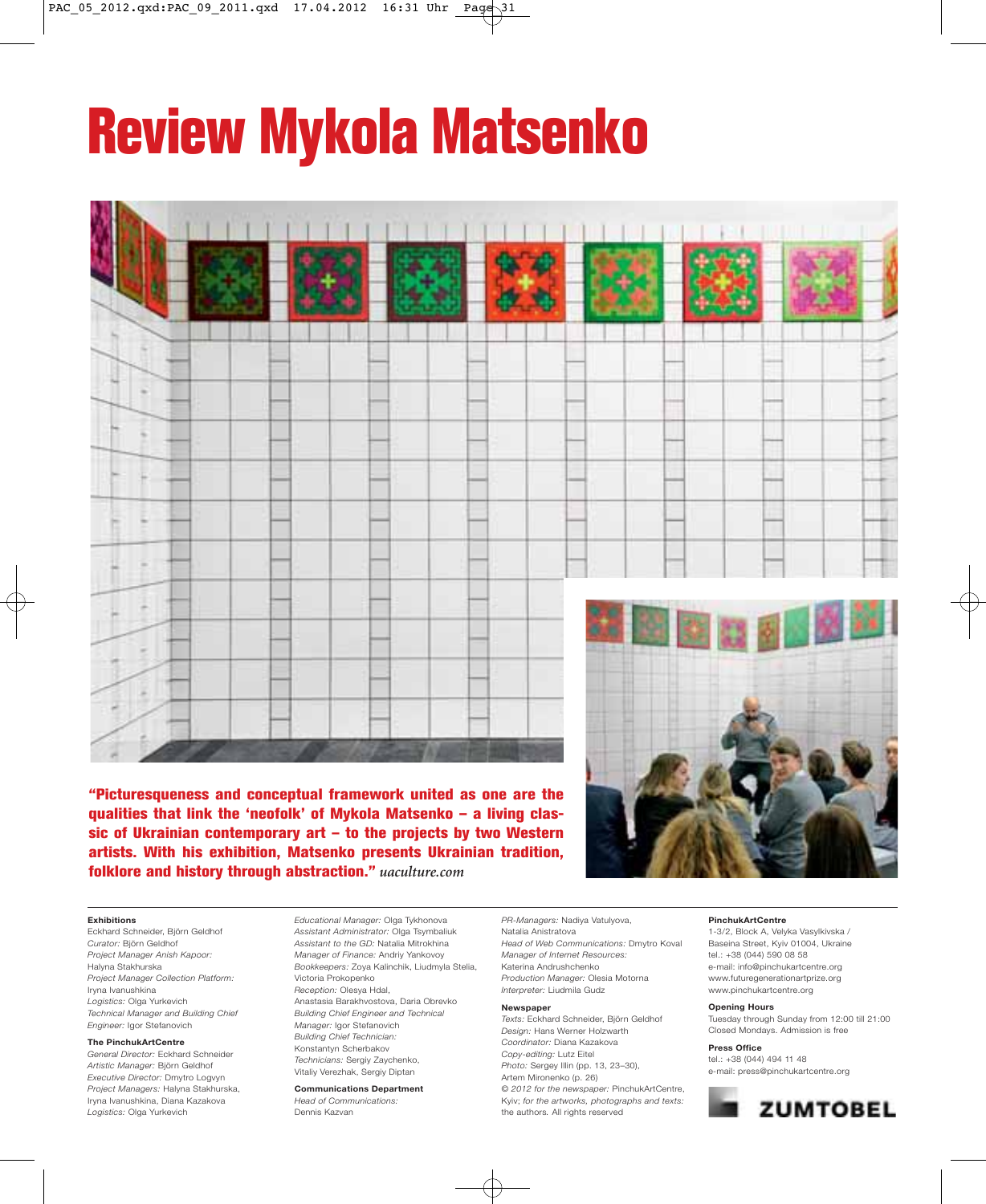# Review Mykola Matsenko

**"Picturesqueness and conceptual framework united as one are the qualities that link the 'neofolk' of Mykola Matsenko – a living classic of Ukrainian contemporary art – to the projects by two Western artists. With his exhibition, Matsenko presents Ukrainian tradition, folklore and history through abstraction."** *uaculture.com*

**Exhibitions**
Eckhard Schneider, Björn Geldhof
*Curator:* Björn Geldhof
*Project Manager Anish Kapoor:* Halyna Stakhurska
*Project Manager Collection Platform:* Iryna Ivanushkina
*Logistics:* Olga Yurkevich
*Technical Manager and Building Chief Engineer:* Igor Stefanovich

**The PinchukArtCentre**
*General Director:* Eckhard Schneider
*Artistic Manager:* Björn Geldhof
*Executive Director:* Dmytro Logvyn
*Project Managers:* Halyna Stakhurska, Iryna Ivanushkina, Diana Kazakova
*Logistics:* Olga Yurkevich
*Educational Manager:* Olga Tykhonova
*Assistant Administrator:* Olga Tsymbaliuk
*Assistant to the GD:* Natalia Mitrokhina
*Manager of Finance:* Andriy Yankovoy
*Bookkeepers:* Zoya Kalinchik, Liudmyla Stelia, Victoria Prokopenko
*Reception:* Olesya Hdal, Anastasia Barakhvostova, Daria Obrevko
*Building Chief Engineer and Technical Manager:* Igor Stefanovich
*Building Chief Technician:* Konstantyn Scherbakov
*Technicians:* Sergiy Zaychenko, Vitaliy Verezhak, Sergiy Diptan

**Communications Department**
*Head of Communications:* Dennis Kazvan
*PR-Managers:* Nadiya Vatulyova, Natalia Anistratova
*Head of Web Communications:* Dmytro Koval
*Manager of Internet Resources:* Katerina Andrushchenko
*Production Manager:* Olesia Motorna
*Interpreter:* Liudmila Gudz

**Newspaper**
*Texts:* Eckhard Schneider, Björn Geldhof
*Design:* Hans Werner Holzwarth
*Coordinator:* Diana Kazakova
*Copy-editing:* Lutz Eitel
*Photo:* Sergey Illin (pp. 13, 23–30), Artem Mironenko (p. 26)
© *2012 for the newspaper:* PinchukArtCentre, Kyiv; *for the artworks, photographs and texts:* the authors. All rights reserved

**PinchukArtCentre**
1-3/2, Block A, Velyka Vasylkivska / Baseina Street, Kyiv 01004, Ukraine
tel.: +38 (044) 590 08 58
e-mail: info@pinchukartcentre.org
www.futuregenerationartprize.org
www.pinchukartcentre.org

**Opening Hours**
Tuesday through Sunday from 12:00 till 21:00
Closed Mondays. Admission is free

**Press Office**
tel.: +38 (044) 494 11 48
e-mail: press@pinchukartcentre.org

ZUMTOBEL